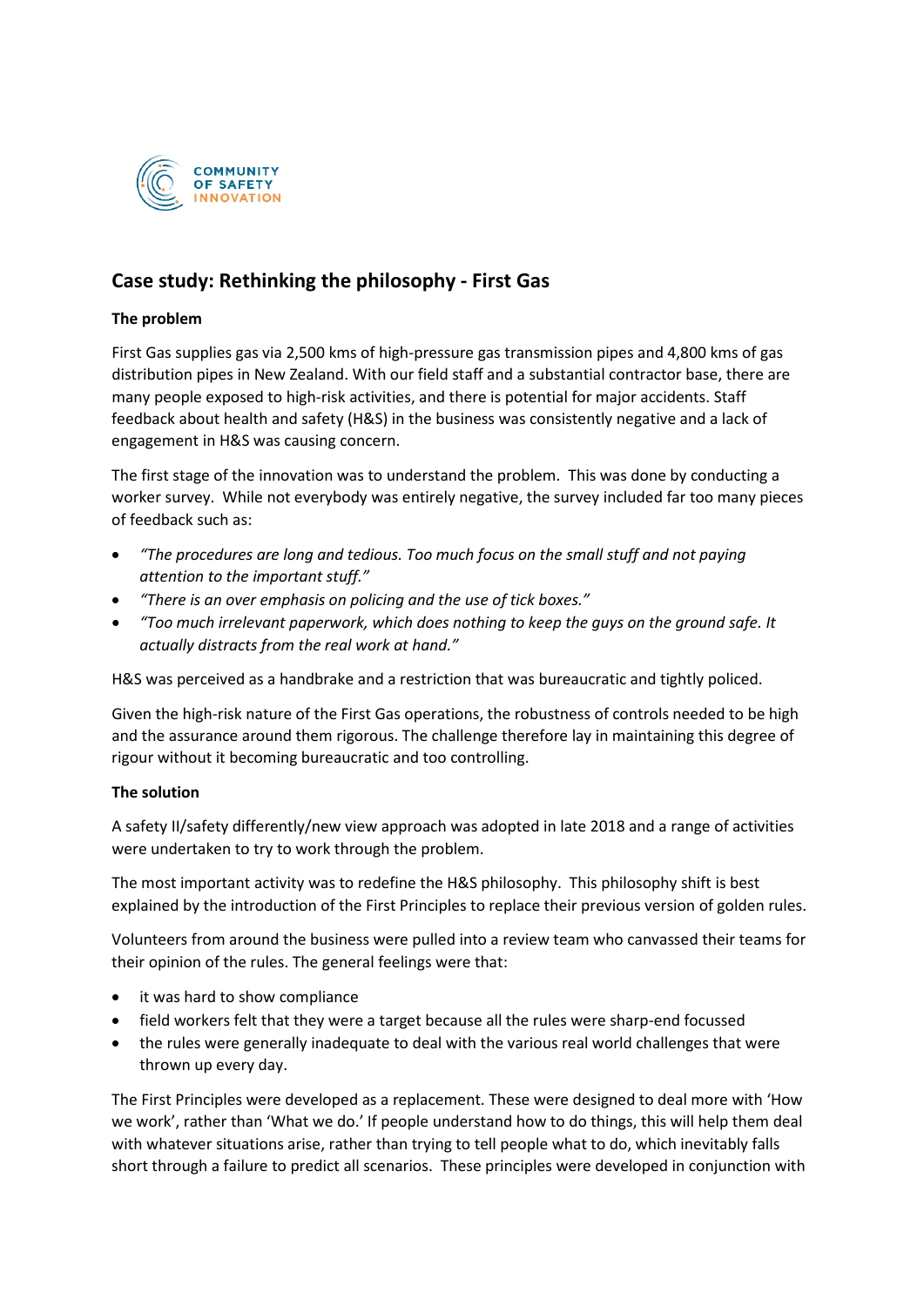COMMUNITY OF SAFETY INNOVATION

## Case study: Rethinking the philosophy - First Gas

**The problem**

First Gas supplies gas via 2,500 kms of high-pressure gas transmission pipes and 4,800 kms of gas distribution pipes in New Zealand. With our field staff and a substantial contractor base, there are many people exposed to high-risk activities, and there is potential for major accidents. Staff feedback about health and safety (H&S) in the business was consistently negative and a lack of engagement in H&S was causing concern.

The first stage of the innovation was to understand the problem. This was done by conducting a worker survey. While not everybody was entirely negative, the survey included far too many pieces of feedback such as:

- *"The procedures are long and tedious. Too much focus on the small stuff and not paying attention to the important stuff."*
- *"There is an over emphasis on policing and the use of tick boxes."*
- *"Too much irrelevant paperwork, which does nothing to keep the guys on the ground safe. It actually distracts from the real work at hand."*

H&S was perceived as a handbrake and a restriction that was bureaucratic and tightly policed.

Given the high-risk nature of the First Gas operations, the robustness of controls needed to be high and the assurance around them rigorous. The challenge therefore lay in maintaining this degree of rigour without it becoming bureaucratic and too controlling.

**The solution**

A safety II/safety differently/new view approach was adopted in late 2018 and a range of activities were undertaken to try to work through the problem.

The most important activity was to redefine the H&S philosophy. This philosophy shift is best explained by the introduction of the First Principles to replace their previous version of golden rules.

Volunteers from around the business were pulled into a review team who canvassed their teams for their opinion of the rules. The general feelings were that:

- it was hard to show compliance
- field workers felt that they were a target because all the rules were sharp-end focussed
- the rules were generally inadequate to deal with the various real world challenges that were thrown up every day.

The First Principles were developed as a replacement. These were designed to deal more with 'How we work', rather than 'What we do.' If people understand how to do things, this will help them deal with whatever situations arise, rather than trying to tell people what to do, which inevitably falls short through a failure to predict all scenarios. These principles were developed in conjunction with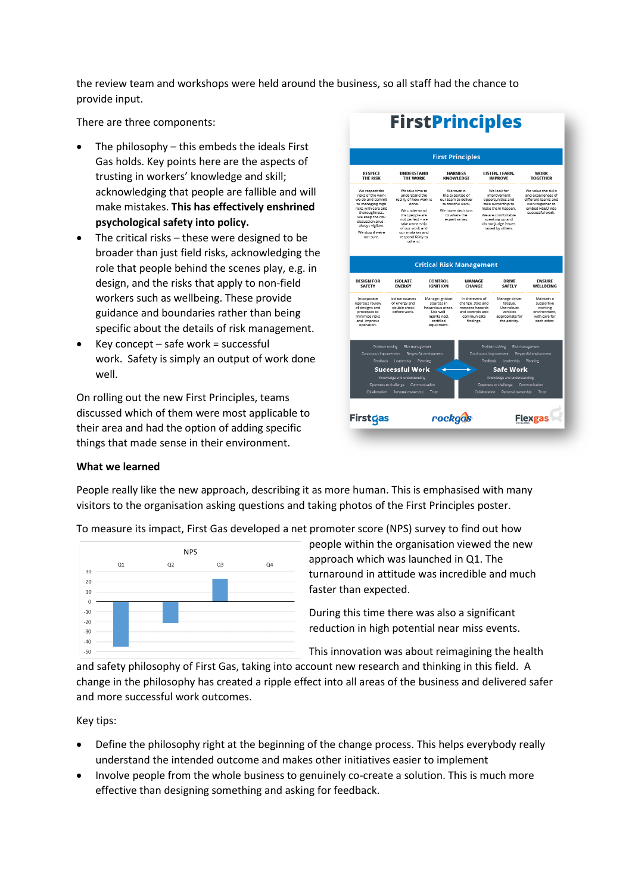the review team and workshops were held around the business, so all staff had the chance to provide input.

There are three components:

- The philosophy – this embeds the ideals First Gas holds. Key points here are the aspects of trusting in workers' knowledge and skill; acknowledging that people are fallible and will make mistakes. **This has effectively enshrined psychological safety into policy.**
- The critical risks – these were designed to be broader than just field risks, acknowledging the role that people behind the scenes play, e.g. in design, and the risks that apply to non-field workers such as wellbeing. These provide guidance and boundaries rather than being specific about the details of risk management.
- Key concept – safe work = successful work. Safety is simply an output of work done well.

On rolling out the new First Principles, teams discussed which of them were most applicable to their area and had the option of adding specific things that made sense in their environment.

FirstPrinciples

First Principles

RESPECT THE RISK
We respect the risks of the work we do and commit to managing high risks with care and thoroughness. We keep the risk discussion alive – always vigilant. We stop if we're not sure.

UNDERSTAND THE WORK
We take time to understand the reality of how work is done. We understand that people are not perfect – we take ownership of our work and our mistakes and respond fairly to others'.

HARNESS KNOWLEDGE
We trust in the expertise of our team to deliver successful work. We move decisions to where the expertise lies.

LISTEN, LEARN, IMPROVE
We look for improvement opportunities and take ownership to make them happen. We are comfortable speaking up and do not judge issues raised by others.

WORK TOGETHER
We value the skills and experiences of different teams and work together to embed HSEQ into successful work.

Critical Risk Management

DESIGN FOR SAFETY
Incorporate rigorous review of designs and processes to minimise risks and improve operation.

ISOLATE ENERGY
Isolate sources of energy and double check before work.

CONTROL IGNITION
Manage ignition sources in hazardous areas. Use well-maintained, certified equipment.

MANAGE CHANGE
In the event of change, stop and reassess hazards and controls and communicate findings.

DRIVE SAFELY
Manage driver fatigue. Use robust vehicles appropriate for the activity.

ENSURE WELLBEING
Maintain a supportive working environment, with care for each other.

Problem solving Risk management Continuous improvement Respectful environment Feedback Leadership Planning
Successful Work
Knowledge and understanding Openness to challenge Communication Collaboration Personal ownership Trust

Problem solving Risk management Continuous improvement Respectful environment Feedback Leadership Planning
Safe Work
Knowledge and understanding Openness to challenge Communication Collaboration Personal ownership Trust

Firstgas rockgas Flexgas

**What we learned**

People really like the new approach, describing it as more human. This is emphasised with many visitors to the organisation asking questions and taking photos of the First Principles poster.

To measure its impact, First Gas developed a net promoter score (NPS) survey to find out how people within the organisation viewed the new approach which was launched in Q1. The turnaround in attitude was incredible and much faster than expected.

NPS
Q1 Q2 Q3 Q4
30
20
10
0
-10
-20
-30
-40
-50

During this time there was also a significant reduction in high potential near miss events.

This innovation was about reimagining the health and safety philosophy of First Gas, taking into account new research and thinking in this field. A change in the philosophy has created a ripple effect into all areas of the business and delivered safer and more successful work outcomes.

Key tips:

- Define the philosophy right at the beginning of the change process. This helps everybody really understand the intended outcome and makes other initiatives easier to implement
- Involve people from the whole business to genuinely co-create a solution. This is much more effective than designing something and asking for feedback.